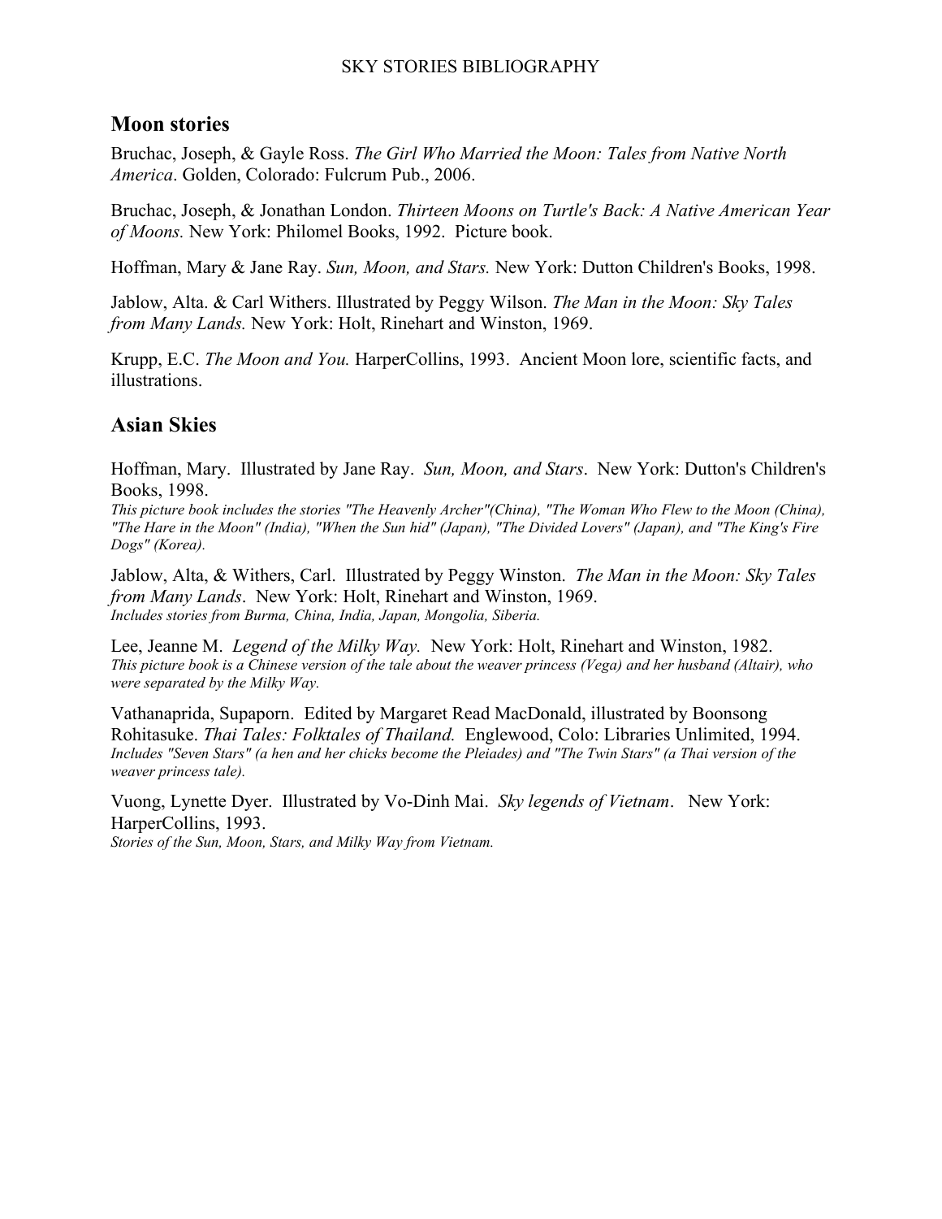# SKY STORIES BIBLIOGRAPHY

## Moon stories

Bruchac, Joseph, & Gayle Ross. *The Girl Who Married the Moon: Tales from Native North America*. Golden, Colorado: Fulcrum Pub., 2006.

Bruchac, Joseph, & Jonathan London. *Thirteen Moons on Turtle's Back: A Native American Year of Moons.* New York: Philomel Books, 1992. Picture book.

Hoffman, Mary & Jane Ray. *Sun, Moon, and Stars.* New York: Dutton Children's Books, 1998.

Jablow, Alta. & Carl Withers. Illustrated by Peggy Wilson. *The Man in the Moon: Sky Tales from Many Lands.* New York: Holt, Rinehart and Winston, 1969.

Krupp, E.C. *The Moon and You.* HarperCollins, 1993. Ancient Moon lore, scientific facts, and illustrations.

## Asian Skies

Hoffman, Mary. Illustrated by Jane Ray. *Sun, Moon, and Stars*. New York: Dutton's Children's Books, 1998.
*This picture book includes the stories "The Heavenly Archer"(China), "The Woman Who Flew to the Moon (China), "The Hare in the Moon" (India), "When the Sun hid" (Japan), "The Divided Lovers" (Japan), and "The King's Fire Dogs" (Korea).*

Jablow, Alta, & Withers, Carl. Illustrated by Peggy Winston. *The Man in the Moon: Sky Tales from Many Lands*. New York: Holt, Rinehart and Winston, 1969.
*Includes stories from Burma, China, India, Japan, Mongolia, Siberia.*

Lee, Jeanne M. *Legend of the Milky Way.* New York: Holt, Rinehart and Winston, 1982.
*This picture book is a Chinese version of the tale about the weaver princess (Vega) and her husband (Altair), who were separated by the Milky Way.*

Vathanaprida, Supaporn. Edited by Margaret Read MacDonald, illustrated by Boonsong Rohitasuke. *Thai Tales: Folktales of Thailand.* Englewood, Colo: Libraries Unlimited, 1994.
*Includes "Seven Stars" (a hen and her chicks become the Pleiades) and "The Twin Stars" (a Thai version of the weaver princess tale).*

Vuong, Lynette Dyer. Illustrated by Vo-Dinh Mai. *Sky legends of Vietnam*. New York: HarperCollins, 1993.
*Stories of the Sun, Moon, Stars, and Milky Way from Vietnam.*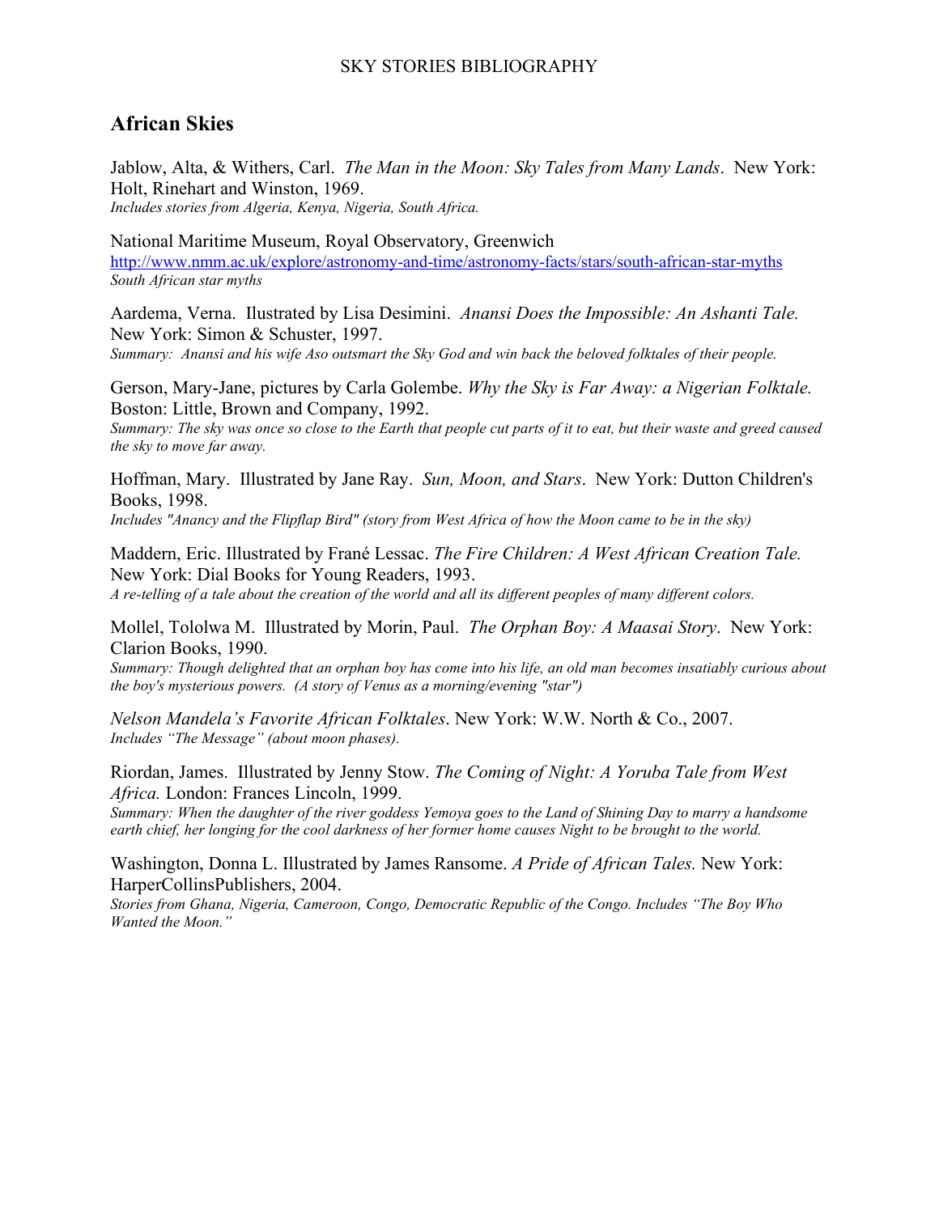SKY STORIES BIBLIOGRAPHY

## African Skies

Jablow, Alta, & Withers, Carl. *The Man in the Moon: Sky Tales from Many Lands*. New York: Holt, Rinehart and Winston, 1969.
*Includes stories from Algeria, Kenya, Nigeria, South Africa.*

National Maritime Museum, Royal Observatory, Greenwich
http://www.nmm.ac.uk/explore/astronomy-and-time/astronomy-facts/stars/south-african-star-myths
*South African star myths*

Aardema, Verna. Illustrated by Lisa Desimini. *Anansi Does the Impossible: An Ashanti Tale.* New York: Simon & Schuster, 1997.
*Summary: Anansi and his wife Aso outsmart the Sky God and win back the beloved folktales of their people.*

Gerson, Mary-Jane, pictures by Carla Golembe. *Why the Sky is Far Away: a Nigerian Folktale.* Boston: Little, Brown and Company, 1992.
*Summary: The sky was once so close to the Earth that people cut parts of it to eat, but their waste and greed caused the sky to move far away.*

Hoffman, Mary. Illustrated by Jane Ray. *Sun, Moon, and Stars*. New York: Dutton Children's Books, 1998.
*Includes "Anancy and the Flipflap Bird" (story from West Africa of how the Moon came to be in the sky)*

Maddern, Eric. Illustrated by Frané Lessac. *The Fire Children: A West African Creation Tale.* New York: Dial Books for Young Readers, 1993.
*A re-telling of a tale about the creation of the world and all its different peoples of many different colors.*

Mollel, Tololwa M. Illustrated by Morin, Paul. *The Orphan Boy: A Maasai Story*. New York: Clarion Books, 1990.
*Summary: Though delighted that an orphan boy has come into his life, an old man becomes insatiably curious about the boy's mysterious powers. (A story of Venus as a morning/evening "star")*

*Nelson Mandela's Favorite African Folktales*. New York: W.W. North & Co., 2007.
*Includes "The Message" (about moon phases).*

Riordan, James. Illustrated by Jenny Stow. *The Coming of Night: A Yoruba Tale from West Africa.* London: Frances Lincoln, 1999.
*Summary: When the daughter of the river goddess Yemoya goes to the Land of Shining Day to marry a handsome earth chief, her longing for the cool darkness of her former home causes Night to be brought to the world.*

Washington, Donna L. Illustrated by James Ransome. *A Pride of African Tales.* New York: HarperCollinsPublishers, 2004.
*Stories from Ghana, Nigeria, Cameroon, Congo, Democratic Republic of the Congo. Includes "The Boy Who Wanted the Moon."*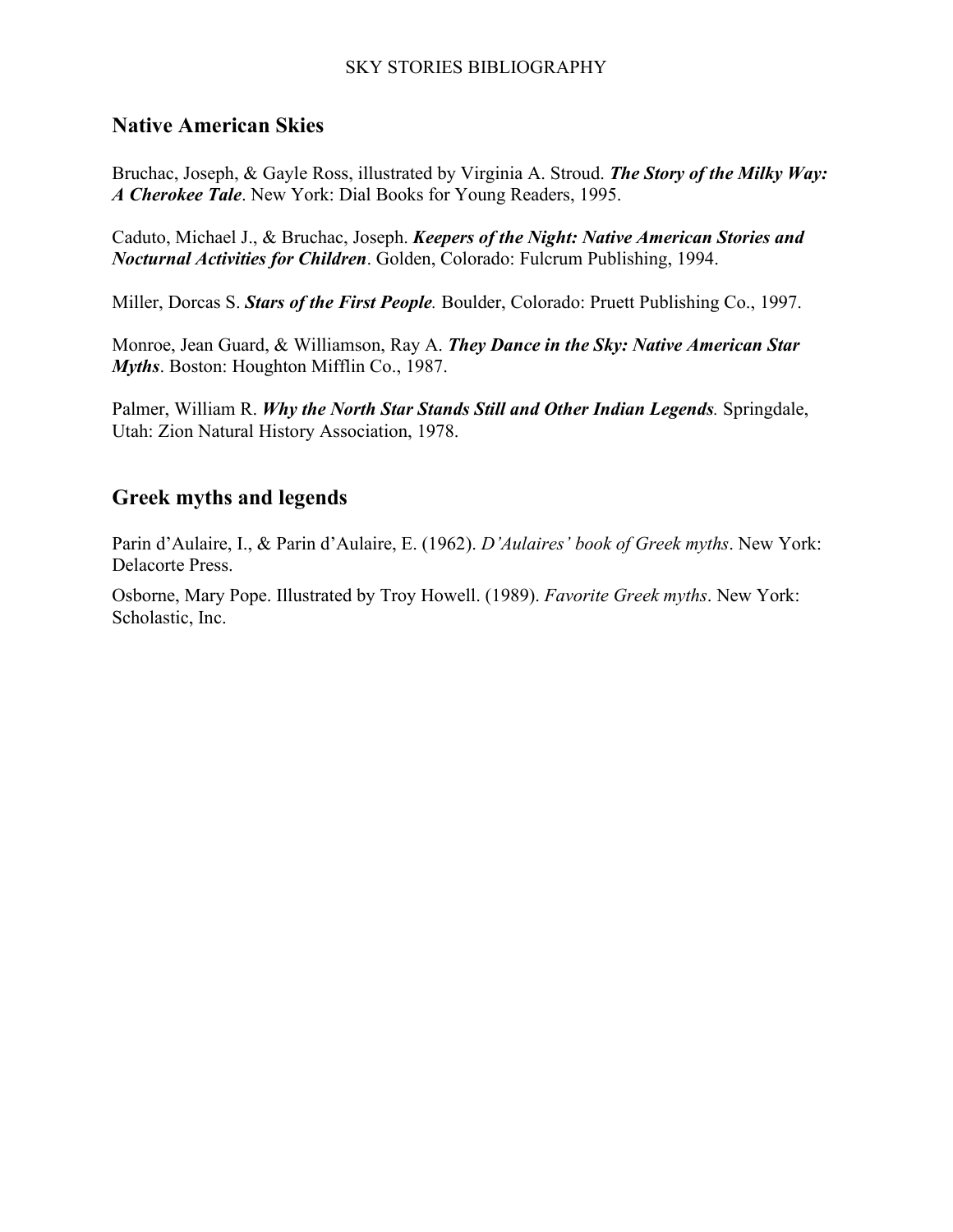SKY STORIES BIBLIOGRAPHY

## Native American Skies

Bruchac, Joseph, & Gayle Ross, illustrated by Virginia A. Stroud. ***The Story of the Milky Way: A Cherokee Tale***. New York: Dial Books for Young Readers, 1995.

Caduto, Michael J., & Bruchac, Joseph. ***Keepers of the Night: Native American Stories and Nocturnal Activities for Children***. Golden, Colorado: Fulcrum Publishing, 1994.

Miller, Dorcas S. ***Stars of the First People.*** Boulder, Colorado: Pruett Publishing Co., 1997.

Monroe, Jean Guard, & Williamson, Ray A. ***They Dance in the Sky: Native American Star Myths***. Boston: Houghton Mifflin Co., 1987.

Palmer, William R. ***Why the North Star Stands Still and Other Indian Legends.*** Springdale, Utah: Zion Natural History Association, 1978.

## Greek myths and legends

Parin d'Aulaire, I., & Parin d'Aulaire, E. (1962). *D'Aulaires' book of Greek myths*. New York: Delacorte Press.

Osborne, Mary Pope. Illustrated by Troy Howell. (1989). *Favorite Greek myths*. New York: Scholastic, Inc.